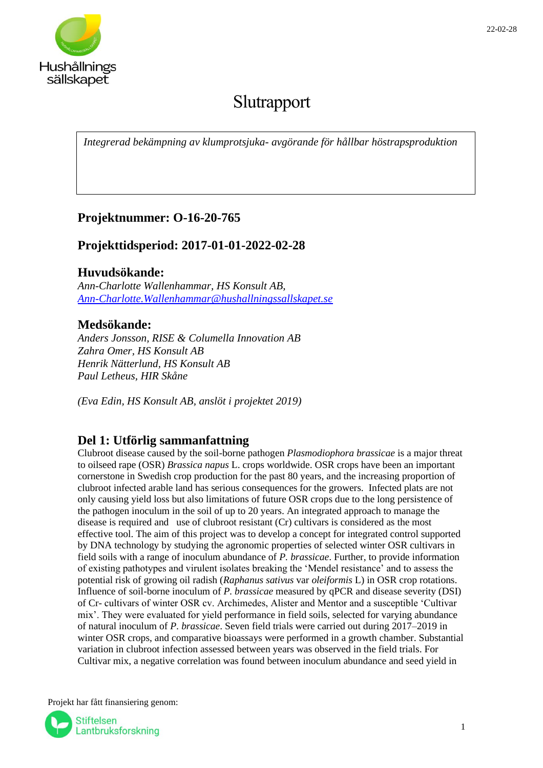# Slutrapport

*Integrerad bekämpning av klumprotsjuka- avgörande för hållbar höstrapsproduktion*

## Projektnummer: O-16-20-765

## Projekttidsperiod: 2017-01-01-2022-02-28

## Huvudsökande:

*Ann-Charlotte Wallenhammar, HS Konsult AB,*
*Ann-Charlotte.Wallenhammar@hushallningssallskapet.se*

## Medsökande:

*Anders Jonsson, RISE & Columella Innovation AB*
*Zahra Omer, HS Konsult AB*
*Henrik Nätterlund, HS Konsult AB*
*Paul Letheus, HIR Skåne*

*(Eva Edin, HS Konsult AB, anslöt i projektet 2019)*

## Del 1: Utförlig sammanfattning

Clubroot disease caused by the soil-borne pathogen *Plasmodiophora brassicae* is a major threat to oilseed rape (OSR) *Brassica napus* L. crops worldwide. OSR crops have been an important cornerstone in Swedish crop production for the past 80 years, and the increasing proportion of clubroot infected arable land has serious consequences for the growers. Infected plats are not only causing yield loss but also limitations of future OSR crops due to the long persistence of the pathogen inoculum in the soil of up to 20 years. An integrated approach to manage the disease is required and use of clubroot resistant (Cr) cultivars is considered as the most effective tool. The aim of this project was to develop a concept for integrated control supported by DNA technology by studying the agronomic properties of selected winter OSR cultivars in field soils with a range of inoculum abundance of *P. brassicae*. Further, to provide information of existing pathotypes and virulent isolates breaking the 'Mendel resistance' and to assess the potential risk of growing oil radish (*Raphanus sativus* var *oleiformis* L) in OSR crop rotations. Influence of soil-borne inoculum of *P. brassicae* measured by qPCR and disease severity (DSI) of Cr- cultivars of winter OSR cv. Archimedes, Alister and Mentor and a susceptible 'Cultivar mix'. They were evaluated for yield performance in field soils, selected for varying abundance of natural inoculum of *P. brassicae*. Seven field trials were carried out during 2017–2019 in winter OSR crops, and comparative bioassays were performed in a growth chamber. Substantial variation in clubroot infection assessed between years was observed in the field trials. For Cultivar mix, a negative correlation was found between inoculum abundance and seed yield in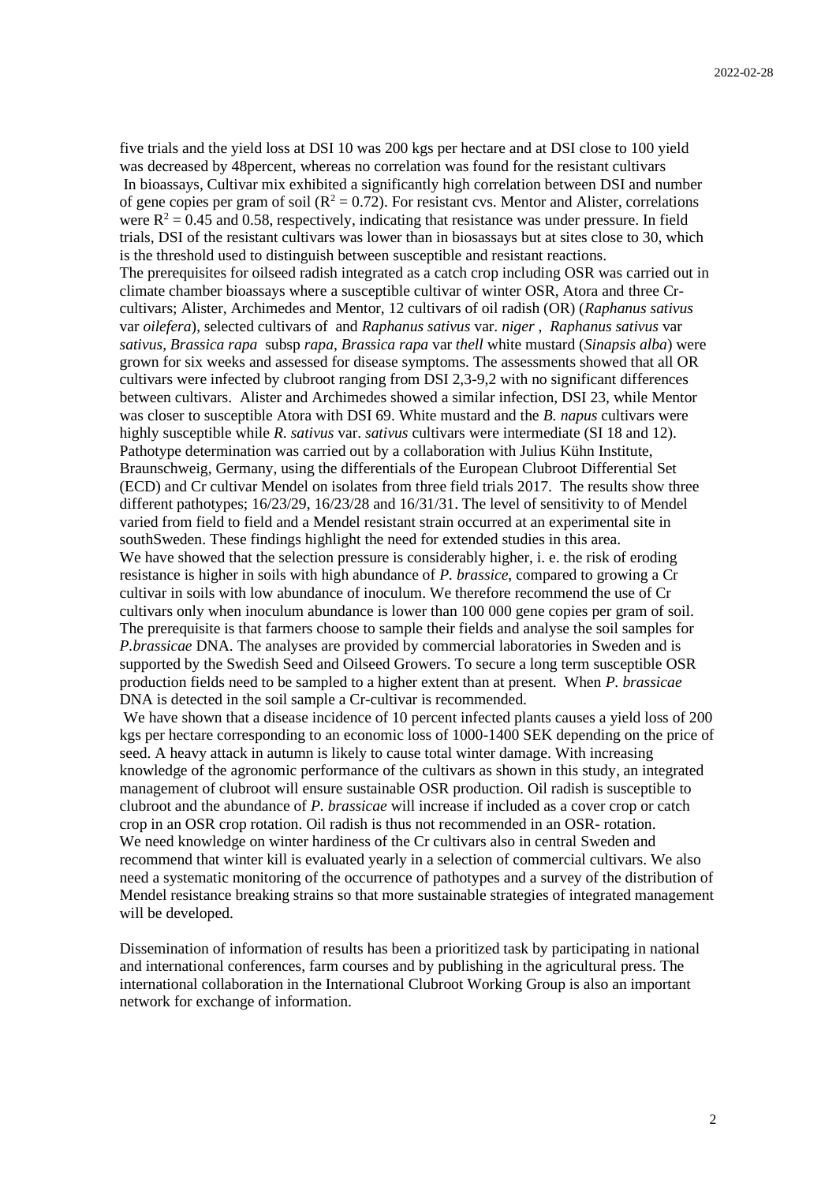five trials and the yield loss at DSI 10 was 200 kgs per hectare and at DSI close to 100 yield was decreased by 48percent, whereas no correlation was found for the resistant cultivars

In bioassays, Cultivar mix exhibited a significantly high correlation between DSI and number of gene copies per gram of soil ($R^2 = 0.72$). For resistant cvs. Mentor and Alister, correlations were $R^2 = 0.45$ and 0.58, respectively, indicating that resistance was under pressure. In field trials, DSI of the resistant cultivars was lower than in biosassays but at sites close to 30, which is the threshold used to distinguish between susceptible and resistant reactions.

The prerequisites for oilseed radish integrated as a catch crop including OSR was carried out in climate chamber bioassays where a susceptible cultivar of winter OSR, Atora and three Cr-cultivars; Alister, Archimedes and Mentor, 12 cultivars of oil radish (OR) (*Raphanus sativus* var *oilefera*), selected cultivars of and *Raphanus sativus* var. *niger* , *Raphanus sativus* var *sativus*, *Brassica rapa* subsp *rapa*, *Brassica rapa* var *thell* white mustard (*Sinapsis alba*) were grown for six weeks and assessed for disease symptoms. The assessments showed that all OR cultivars were infected by clubroot ranging from DSI 2,3-9,2 with no significant differences between cultivars. Alister and Archimedes showed a similar infection, DSI 23, while Mentor was closer to susceptible Atora with DSI 69. White mustard and the *B. napus* cultivars were highly susceptible while *R. sativus* var. *sativus* cultivars were intermediate (SI 18 and 12).

Pathotype determination was carried out by a collaboration with Julius Kühn Institute, Braunschweig, Germany, using the differentials of the European Clubroot Differential Set (ECD) and Cr cultivar Mendel on isolates from three field trials 2017. The results show three different pathotypes; 16/23/29, 16/23/28 and 16/31/31. The level of sensitivity to of Mendel varied from field to field and a Mendel resistant strain occurred at an experimental site in southSweden. These findings highlight the need for extended studies in this area.

We have showed that the selection pressure is considerably higher, i. e. the risk of eroding resistance is higher in soils with high abundance of *P. brassice*, compared to growing a Cr cultivar in soils with low abundance of inoculum. We therefore recommend the use of Cr cultivars only when inoculum abundance is lower than 100 000 gene copies per gram of soil. The prerequisite is that farmers choose to sample their fields and analyse the soil samples for *P.brassicae* DNA. The analyses are provided by commercial laboratories in Sweden and is supported by the Swedish Seed and Oilseed Growers. To secure a long term susceptible OSR production fields need to be sampled to a higher extent than at present. When *P. brassicae* DNA is detected in the soil sample a Cr-cultivar is recommended.

We have shown that a disease incidence of 10 percent infected plants causes a yield loss of 200 kgs per hectare corresponding to an economic loss of 1000-1400 SEK depending on the price of seed. A heavy attack in autumn is likely to cause total winter damage. With increasing knowledge of the agronomic performance of the cultivars as shown in this study, an integrated management of clubroot will ensure sustainable OSR production. Oil radish is susceptible to clubroot and the abundance of *P. brassicae* will increase if included as a cover crop or catch crop in an OSR crop rotation. Oil radish is thus not recommended in an OSR- rotation.

We need knowledge on winter hardiness of the Cr cultivars also in central Sweden and recommend that winter kill is evaluated yearly in a selection of commercial cultivars. We also need a systematic monitoring of the occurrence of pathotypes and a survey of the distribution of Mendel resistance breaking strains so that more sustainable strategies of integrated management will be developed.

Dissemination of information of results has been a prioritized task by participating in national and international conferences, farm courses and by publishing in the agricultural press. The international collaboration in the International Clubroot Working Group is also an important network for exchange of information.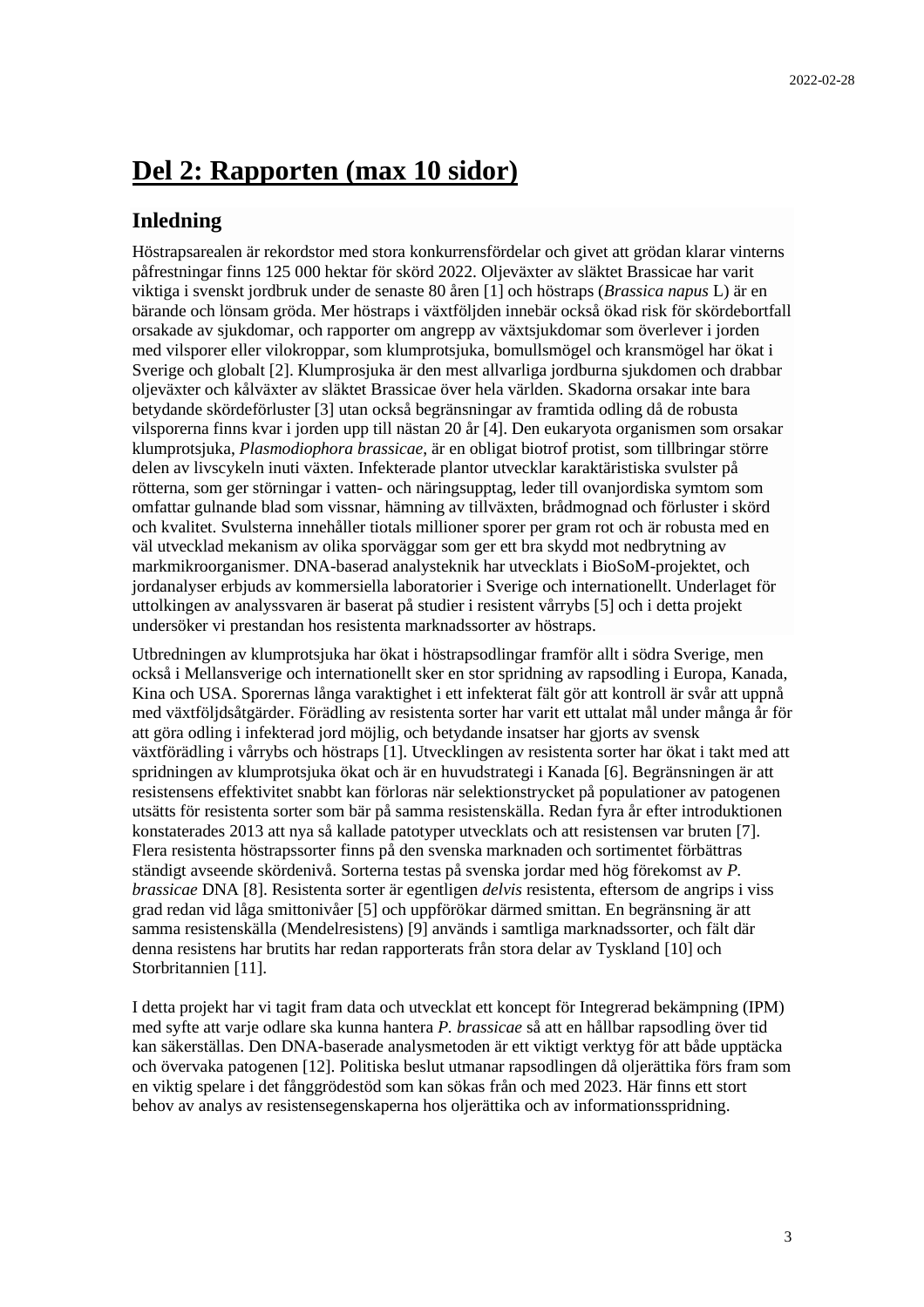# Del 2: Rapporten (max 10 sidor)

## Inledning

Höstrapsarealen är rekordstor med stora konkurrensfördelar och givet att grödan klarar vinterns påfrestningar finns 125 000 hektar för skörd 2022. Oljeväxter av släktet Brassicae har varit viktiga i svenskt jordbruk under de senaste 80 åren [1] och höstraps (*Brassica napus* L) är en bärande och lönsam gröda. Mer höstraps i växtföljden innebär också ökad risk för skördebortfall orsakade av sjukdomar, och rapporter om angrepp av växtsjukdomar som överlever i jorden med vilsporer eller vilokroppar, som klumprotsjuka, bomullsmögel och kransmögel har ökat i Sverige och globalt [2]. Klumprosjuka är den mest allvarliga jordburna sjukdomen och drabbar oljeväxter och kålväxter av släktet Brassicae över hela världen. Skadorna orsakar inte bara betydande skördeförluster [3] utan också begränsningar av framtida odling då de robusta vilsporerna finns kvar i jorden upp till nästan 20 år [4]. Den eukaryota organismen som orsakar klumprotsjuka, *Plasmodiophora brassicae*, är en obligat biotrof protist, som tillbringar större delen av livscykeln inuti växten. Infekterade plantor utvecklar karaktäristiska svulster på rötterna, som ger störningar i vatten- och näringsupptag, leder till ovanjordiska symtom som omfattar gulnande blad som vissnar, hämning av tillväxten, brådmognad och förluster i skörd och kvalitet. Svulsterna innehåller tiotals millioner sporer per gram rot och är robusta med en väl utvecklad mekanism av olika sporväggar som ger ett bra skydd mot nedbrytning av markmikroorganismer. DNA-baserad analysteknik har utvecklats i BioSoM-projektet, och jordanalyser erbjuds av kommersiella laboratorier i Sverige och internationellt. Underlaget för uttolkingen av analyssvaren är baserat på studier i resistent vårrybs [5] och i detta projekt undersöker vi prestandan hos resistenta marknadssorter av höstraps.

Utbredningen av klumprotsjuka har ökat i höstrapsodlingar framför allt i södra Sverige, men också i Mellansverige och internationellt sker en stor spridning av rapsodling i Europa, Kanada, Kina och USA. Sporernas långa varaktighet i ett infekterat fält gör att kontroll är svår att uppnå med växtföljdsåtgärder. Förädling av resistenta sorter har varit ett uttalat mål under många år för att göra odling i infekterad jord möjlig, och betydande insatser har gjorts av svensk växtförädling i vårrybs och höstraps [1]. Utvecklingen av resistenta sorter har ökat i takt med att spridningen av klumprotsjuka ökat och är en huvudstrategi i Kanada [6]. Begränsningen är att resistensens effektivitet snabbt kan förloras när selektionstrycket på populationer av patogenen utsätts för resistenta sorter som bär på samma resistenskälla. Redan fyra år efter introduktionen konstaterades 2013 att nya så kallade patotyper utvecklats och att resistensen var bruten [7]. Flera resistenta höstrapssorter finns på den svenska marknaden och sortimentet förbättras ständigt avseende skördenivå. Sorterna testas på svenska jordar med hög förekomst av *P. brassicae* DNA [8]. Resistenta sorter är egentligen *delvis* resistenta, eftersom de angrips i viss grad redan vid låga smittonivåer [5] och uppförökar därmed smittan. En begränsning är att samma resistenskälla (Mendelresistens) [9] används i samtliga marknadssorter, och fält där denna resistens har brutits har redan rapporterats från stora delar av Tyskland [10] och Storbritannien [11].

I detta projekt har vi tagit fram data och utvecklat ett koncept för Integrerad bekämpning (IPM) med syfte att varje odlare ska kunna hantera *P. brassicae* så att en hållbar rapsodling över tid kan säkerställas. Den DNA-baserade analysmetoden är ett viktigt verktyg för att både upptäcka och övervaka patogenen [12]. Politiska beslut utmanar rapsodlingen då oljerättika förs fram som en viktig spelare i det fånggrödestöd som kan sökas från och med 2023. Här finns ett stort behov av analys av resistensegenskaperna hos oljerättika och av informationsspridning.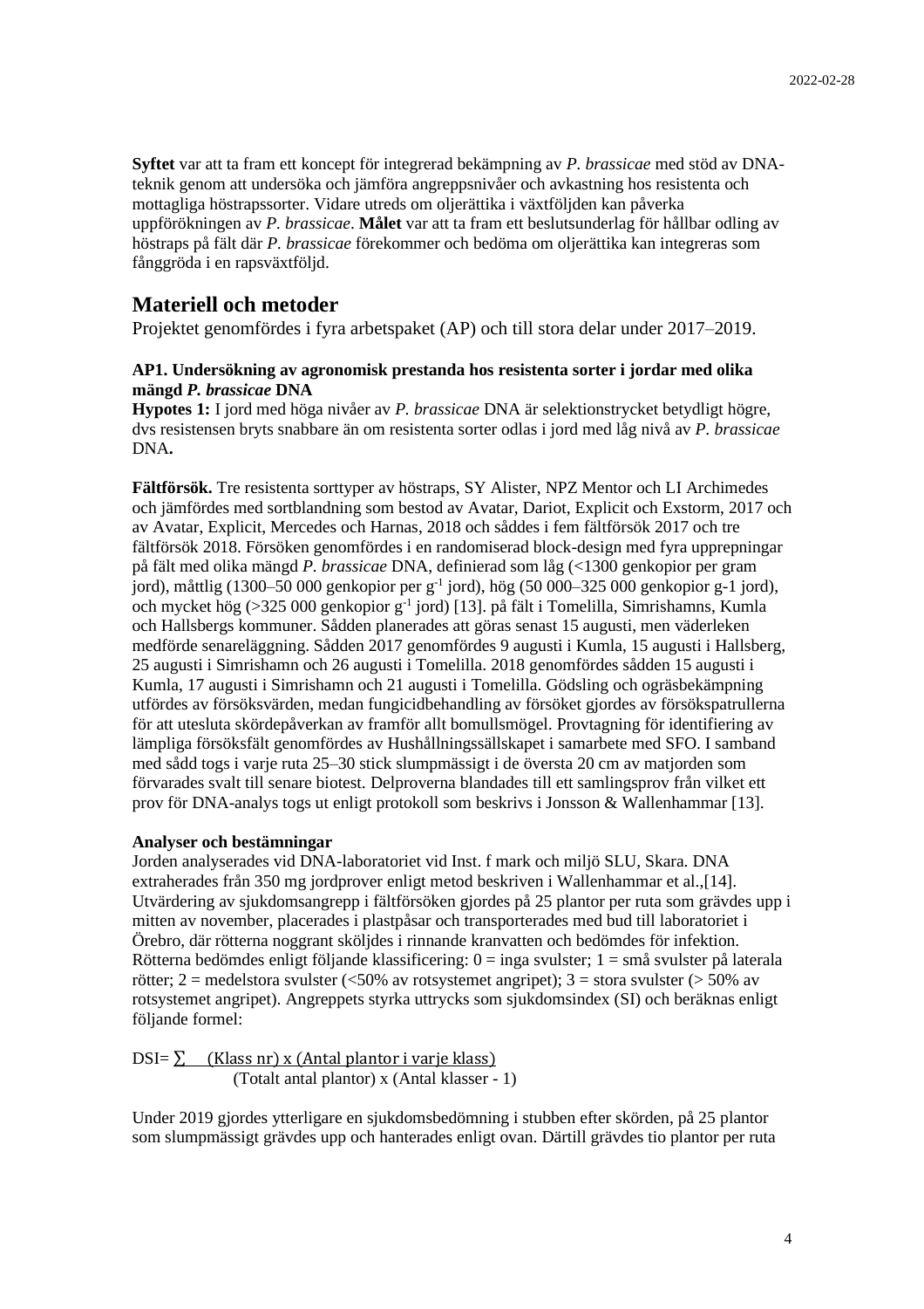**Syftet** var att ta fram ett koncept för integrerad bekämpning av *P. brassicae* med stöd av DNA-teknik genom att undersöka och jämföra angreppsnivåer och avkastning hos resistenta och mottagliga höstrapssorter. Vidare utreds om oljerättika i växtföljden kan påverka uppförökningen av *P. brassicae*. **Målet** var att ta fram ett beslutsunderlag för hållbar odling av höstraps på fält där *P. brassicae* förekommer och bedöma om oljerättika kan integreras som fånggröda i en rapsväxtföljd.

## Materiell och metoder

Projektet genomfördes i fyra arbetspaket (AP) och till stora delar under 2017–2019.

### AP1. Undersökning av agronomisk prestanda hos resistenta sorter i jordar med olika mängd *P. brassicae* DNA

**Hypotes 1:** I jord med höga nivåer av *P. brassicae* DNA är selektionstrycket betydligt högre, dvs resistensen bryts snabbare än om resistenta sorter odlas i jord med låg nivå av *P. brassicae* DNA**.**

**Fältförsök.** Tre resistenta sorttyper av höstraps, SY Alister, NPZ Mentor och LI Archimedes och jämfördes med sortblandning som bestod av Avatar, Dariot, Explicit och Exstorm, 2017 och av Avatar, Explicit, Mercedes och Harnas, 2018 och såddes i fem fältförsök 2017 och tre fältförsök 2018. Försöken genomfördes i en randomiserad block-design med fyra upprepningar på fält med olika mängd *P. brassicae* DNA, definierad som låg (<1300 genkopior per gram jord), måttlig (1300–50 000 genkopior per $g^{-1}$ jord), hög (50 000–325 000 genkopior g-1 jord), och mycket hög (>325 000 genkopior $g^{-1}$ jord) [13]. på fält i Tomelilla, Simrishamns, Kumla och Hallsbergs kommuner. Sådden planerades att göras senast 15 augusti, men väderleken medförde senareläggning. Sådden 2017 genomfördes 9 augusti i Kumla, 15 augusti i Hallsberg, 25 augusti i Simrishamn och 26 augusti i Tomelilla. 2018 genomfördes sådden 15 augusti i Kumla, 17 augusti i Simrishamn och 21 augusti i Tomelilla. Gödsling och ogräsbekämpning utfördes av försöksvärden, medan fungicidbehandling av försöket gjordes av försökspatrullerna för att utesluta skördepåverkan av framför allt bomullsmögel. Provtagning för identifiering av lämpliga försöksfält genomfördes av Hushållningssällskapet i samarbete med SFO. I samband med sådd togs i varje ruta 25–30 stick slumpmässigt i de översta 20 cm av matjorden som förvarades svalt till senare biotest. Delproverna blandades till ett samlingsprov från vilket ett prov för DNA-analys togs ut enligt protokoll som beskrivs i Jonsson & Wallenhammar [13].

#### Analyser och bestämningar

Jorden analyserades vid DNA-laboratoriet vid Inst. f mark och miljö SLU, Skara. DNA extraherades från 350 mg jordprover enligt metod beskriven i Wallenhammar et al.,[14]. Utvärdering av sjukdomsangrepp i fältförsöken gjordes på 25 plantor per ruta som grävdes upp i mitten av november, placerades i plastpåsar och transporterades med bud till laboratoriet i Örebro, där rötterna noggrant sköljdes i rinnande kranvatten och bedömdes för infektion. Rötterna bedömdes enligt följande klassificering: 0 = inga svulster; 1 = små svulster på laterala rötter; 2 = medelstora svulster (<50% av rotsystemet angripet); 3 = stora svulster (> 50% av rotsystemet angripet). Angreppets styrka uttrycks som sjukdomsindex (SI) och beräknas enligt följande formel:

$$DSI = \frac{\sum (\text{Klass nr}) \times (\text{Antal plantor i varje klass})}{(\text{Totalt antal plantor}) \times (\text{Antal klasser} - 1)}$$

Under 2019 gjordes ytterligare en sjukdomsbedömning i stubben efter skörden, på 25 plantor som slumpmässigt grävdes upp och hanterades enligt ovan. Därtill grävdes tio plantor per ruta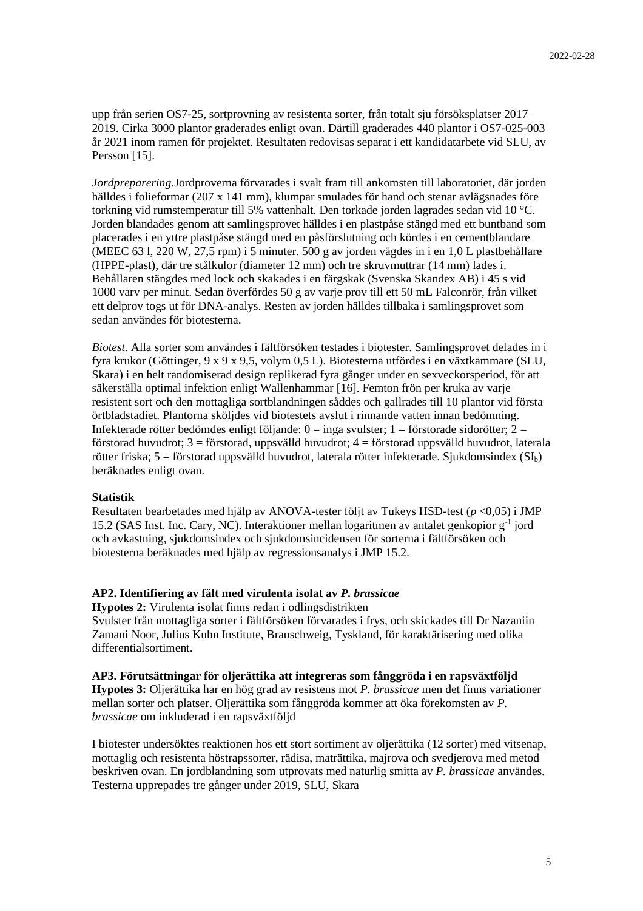upp från serien OS7-25, sortprovning av resistenta sorter, från totalt sju försöksplatser 2017–2019. Cirka 3000 plantor graderades enligt ovan. Därtill graderades 440 plantor i OS7-025-003 år 2021 inom ramen för projektet. Resultaten redovisas separat i ett kandidatarbete vid SLU, av Persson [15].

*Jordpreparering.*Jordproverna förvarades i svalt fram till ankomsten till laboratoriet, där jorden hälldes i folieformar (207 x 141 mm), klumpar smulades för hand och stenar avlägsnades före torkning vid rumstemperatur till 5% vattenhalt. Den torkade jorden lagrades sedan vid 10 °C. Jorden blandades genom att samlingsprovet hälldes i en plastpåse stängd med ett buntband som placerades i en yttre plastpåse stängd med en påsförslutning och kördes i en cementblandare (MEEC 63 l, 220 W, 27,5 rpm) i 5 minuter. 500 g av jorden vägdes in i en 1,0 L plastbehållare (HPPE-plast), där tre stålkulor (diameter 12 mm) och tre skruvmuttrar (14 mm) lades i. Behållaren stängdes med lock och skakades i en färgskak (Svenska Skandex AB) i 45 s vid 1000 varv per minut. Sedan överfördes 50 g av varje prov till ett 50 mL Falconrör, från vilket ett delprov togs ut för DNA-analys. Resten av jorden hälldes tillbaka i samlingsprovet som sedan användes för biotesterna.

*Biotest.* Alla sorter som användes i fältförsöken testades i biotester. Samlingsprovet delades in i fyra krukor (Göttinger, 9 x 9 x 9,5, volym 0,5 L). Biotesterna utfördes i en växtkammare (SLU, Skara) i en helt randomiserad design replikerad fyra gånger under en sexveckorsperiod, för att säkerställa optimal infektion enligt Wallenhammar [16]. Femton frön per kruka av varje resistent sort och den mottagliga sortblandningen såddes och gallrades till 10 plantor vid första örtbladstadiet. Plantorna sköljdes vid biotestets avslut i rinnande vatten innan bedömning. Infekterade rötter bedömdes enligt följande: 0 = inga svulster; 1 = förstorade sidorötter; 2 = förstorad huvudrot; 3 = förstorad, uppsvälld huvudrot; 4 = förstorad uppsvälld huvudrot, laterala rötter friska; 5 = förstorad uppsvälld huvudrot, laterala rötter infekterade. Sjukdomsindex ($SI_b$) beräknades enligt ovan.

**Statistik**
Resultaten bearbetades med hjälp av ANOVA-tester följt av Tukeys HSD-test ($p < 0{,}05$) i JMP 15.2 (SAS Inst. Inc. Cary, NC). Interaktioner mellan logaritmen av antalet genkopior $g^{-1}$ jord och avkastning, sjukdomsindex och sjukdomsincidensen för sorterna i fältförsöken och biotesterna beräknades med hjälp av regressionsanalys i JMP 15.2.

**AP2. Identifiering av fält med virulenta isolat av *P. brassicae***
**Hypotes 2:** Virulenta isolat finns redan i odlingsdistrikten
Svulster från mottagliga sorter i fältförsöken förvarades i frys, och skickades till Dr Nazaniin Zamani Noor, Julius Kuhn Institute, Brauschweig, Tyskland, för karaktärisering med olika differentialsortiment.

**AP3. Förutsättningar för oljerättika att integreras som fånggröda i en rapsväxtföljd**
**Hypotes 3:** Oljerättika har en hög grad av resistens mot *P. brassicae* men det finns variationer mellan sorter och platser. Oljerättika som fånggröda kommer att öka förekomsten av *P. brassicae* om inkluderad i en rapsväxtföljd

I biotester undersöktes reaktionen hos ett stort sortiment av oljerättika (12 sorter) med vitsenap, mottaglig och resistenta höstrapssorter, rädisa, maträttika, majrova och svedjerova med metod beskriven ovan. En jordblandning som utprovats med naturlig smitta av *P. brassicae* användes. Testerna upprepades tre gånger under 2019, SLU, Skara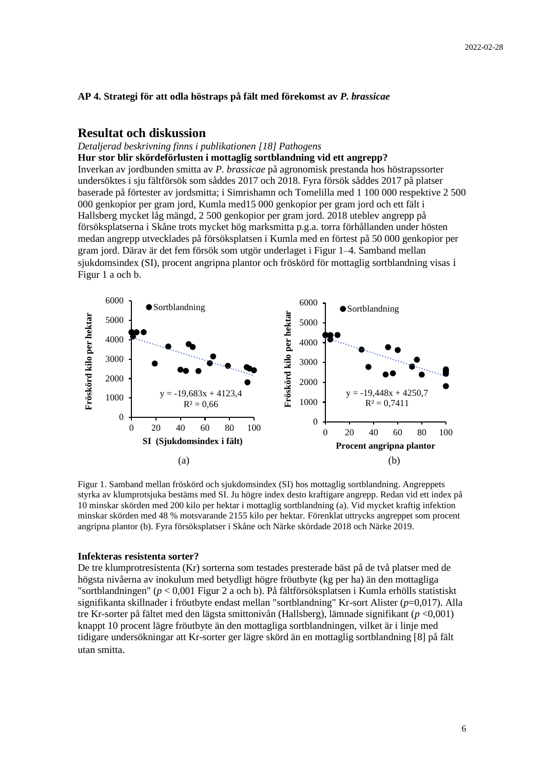**AP 4. Strategi för att odla höstraps på fält med förekomst av *P. brassicae***

## Resultat och diskussion

*Detaljerad beskrivning finns i publikationen [18] Pathogens*

**Hur stor blir skördeförlusten i mottaglig sortblandning vid ett angrepp?**

Inverkan av jordbunden smitta av *P. brassicae* på agronomisk prestanda hos höstrapssorter undersöktes i sju fältförsök som såddes 2017 och 2018. Fyra försök såddes 2017 på platser baserade på förtester av jordsmitta; i Simrishamn och Tomelilla med 1 100 000 respektive 2 500 000 genkopior per gram jord, Kumla med15 000 genkopior per gram jord och ett fält i Hallsberg mycket låg mängd, 2 500 genkopior per gram jord. 2018 uteblev angrepp på försöksplatserna i Skåne trots mycket hög marksmitta p.g.a. torra förhållanden under hösten medan angrepp utvecklades på försöksplatsen i Kumla med en förtest på 50 000 genkopior per gram jord. Därav är det fem försök som utgör underlaget i Figur 1–4. Samband mellan sjukdomsindex (SI), procent angripna plantor och fröskörd för mottaglig sortblandning visas i Figur 1 a och b.

Figur 1. Samband mellan fröskörd och sjukdomsindex (SI) hos mottaglig sortblandning. Angreppets styrka av klumprotsjuka bestäms med SI. Ju högre index desto kraftigare angrepp. Redan vid ett index på 10 minskar skörden med 200 kilo per hektar i mottaglig sortblandning (a). Vid mycket kraftig infektion minskar skörden med 48 % motsvarande 2155 kilo per hektar. Förenklat uttrycks angreppet som procent angripna plantor (b). Fyra försöksplatser i Skåne och Närke skördade 2018 och Närke 2019.

**Infekteras resistenta sorter?**

De tre klumprotresistenta (Kr) sorterna som testades presterade bäst på de två platser med de högsta nivåerna av inokulum med betydligt högre fröutbyte (kg per ha) än den mottagliga "sortblandningen" ($p < 0{,}001$ Figur 2 a och b). På fältförsöksplatsen i Kumla erhölls statistiskt signifikanta skillnader i fröutbyte endast mellan "sortblandning" Kr-sort Alister ($p$=0,017). Alla tre Kr-sorter på fältet med den lägsta smittonivån (Hallsberg), lämnade signifikant ($p$ <0,001) knappt 10 procent lägre fröutbyte än den mottagliga sortblandningen, vilket är i linje med tidigare undersökningar att Kr-sorter ger lägre skörd än en mottaglig sortblandning [8] på fält utan smitta.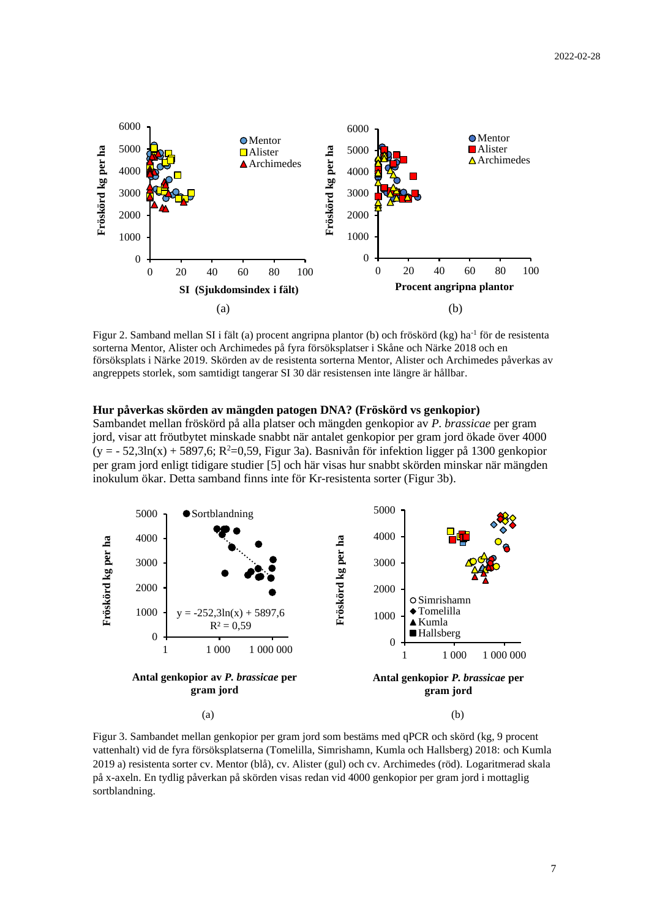Figur 2. Samband mellan SI i fält (a) procent angripna plantor (b) och fröskörd (kg) $ha^{-1}$ för de resistenta sorterna Mentor, Alister och Archimedes på fyra försöksplatser i Skåne och Närke 2018 och en försöksplats i Närke 2019. Skörden av de resistenta sorterna Mentor, Alister och Archimedes påverkas av angreppets storlek, som samtidigt tangerar SI 30 där resistensen inte längre är hållbar.

**Hur påverkas skörden av mängden patogen DNA? (Fröskörd vs genkopior)**

Sambandet mellan fröskörd på alla platser och mängden genkopior av *P. brassicae* per gram jord, visar att fröutbytet minskade snabbt när antalet genkopior per gram jord ökade över 4000 ($y = -52{,}3\ln(x) + 5897{,}6$; $R^2=0{,}59$, Figur 3a). Basnivån för infektion ligger på 1300 genkopior per gram jord enligt tidigare studier [5] och här visas hur snabbt skörden minskar när mängden inokulum ökar. Detta samband finns inte för Kr-resistenta sorter (Figur 3b).

Figur 3. Sambandet mellan genkopior per gram jord som bestäms med qPCR och skörd (kg, 9 procent vattenhalt) vid de fyra försöksplatserna (Tomelilla, Simrishamn, Kumla och Hallsberg) 2018: och Kumla 2019 a) resistenta sorter cv. Mentor (blå), cv. Alister (gul) och cv. Archimedes (röd). Logaritmerad skala på x-axeln. En tydlig påverkan på skörden visas redan vid 4000 genkopior per gram jord i mottaglig sortblandning.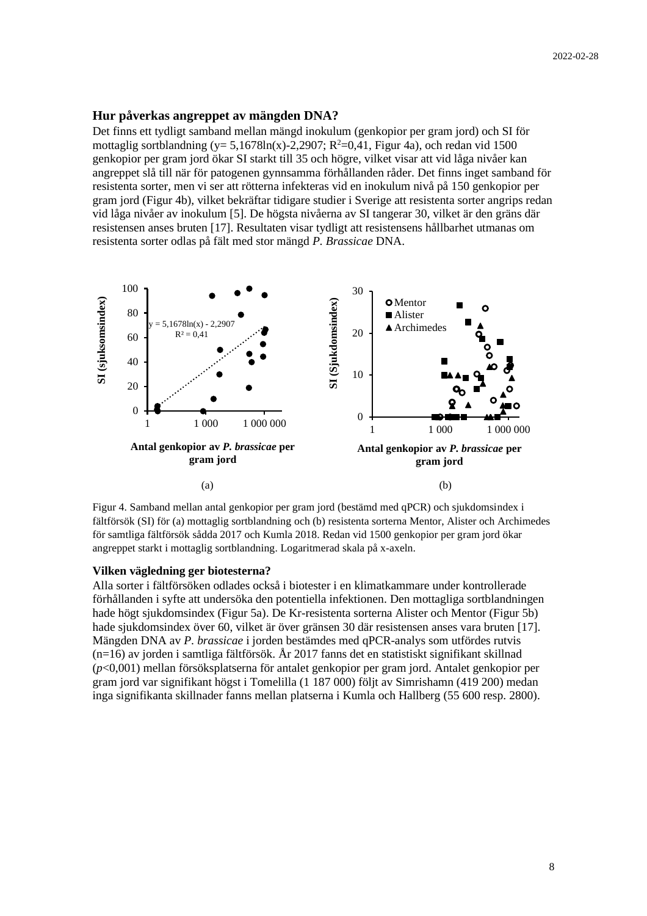### Hur påverkas angreppet av mängden DNA?

Det finns ett tydligt samband mellan mängd inokulum (genkopior per gram jord) och SI för mottaglig sortblandning ($y = 5{,}1678\ln(x) - 2{,}2907$; $R^2=0{,}41$, Figur 4a), och redan vid 1500 genkopior per gram jord ökar SI starkt till 35 och högre, vilket visar att vid låga nivåer kan angreppet slå till när för patogenen gynnsamma förhållanden råder. Det finns inget samband för resistenta sorter, men vi ser att rötterna infekteras vid en inokulum nivå på 150 genkopior per gram jord (Figur 4b), vilket bekräftar tidigare studier i Sverige att resistenta sorter angrips redan vid låga nivåer av inokulum [5]. De högsta nivåerna av SI tangerar 30, vilket är den gräns där resistensen anses bruten [17]. Resultaten visar tydligt att resistensens hållbarhet utmanas om resistenta sorter odlas på fält med stor mängd *P. Brassicae* DNA.

Figur 4. Samband mellan antal genkopior per gram jord (bestämd med qPCR) och sjukdomsindex i fältförsök (SI) för (a) mottaglig sortblandning och (b) resistenta sorterna Mentor, Alister och Archimedes för samtliga fältförsök sådda 2017 och Kumla 2018. Redan vid 1500 genkopior per gram jord ökar angreppet starkt i mottaglig sortblandning. Logaritmerad skala på x-axeln.

### Vilken vägledning ger biotesterna?

Alla sorter i fältförsöken odlades också i biotester i en klimatkammare under kontrollerade förhållanden i syfte att undersöka den potentiella infektionen. Den mottagliga sortblandningen hade högt sjukdomsindex (Figur 5a). De Kr-resistenta sorterna Alister och Mentor (Figur 5b) hade sjukdomsindex över 60, vilket är över gränsen 30 där resistensen anses vara bruten [17]. Mängden DNA av *P. brassicae* i jorden bestämdes med qPCR-analys som utfördes rutvis (n=16) av jorden i samtliga fältförsök. År 2017 fanns det en statistiskt signifikant skillnad ($p<0{,}001$) mellan försöksplatserna för antalet genkopior per gram jord. Antalet genkopior per gram jord var signifikant högst i Tomelilla (1 187 000) följt av Simrishamn (419 200) medan inga signifikanta skillnader fanns mellan platserna i Kumla och Hallberg (55 600 resp. 2800).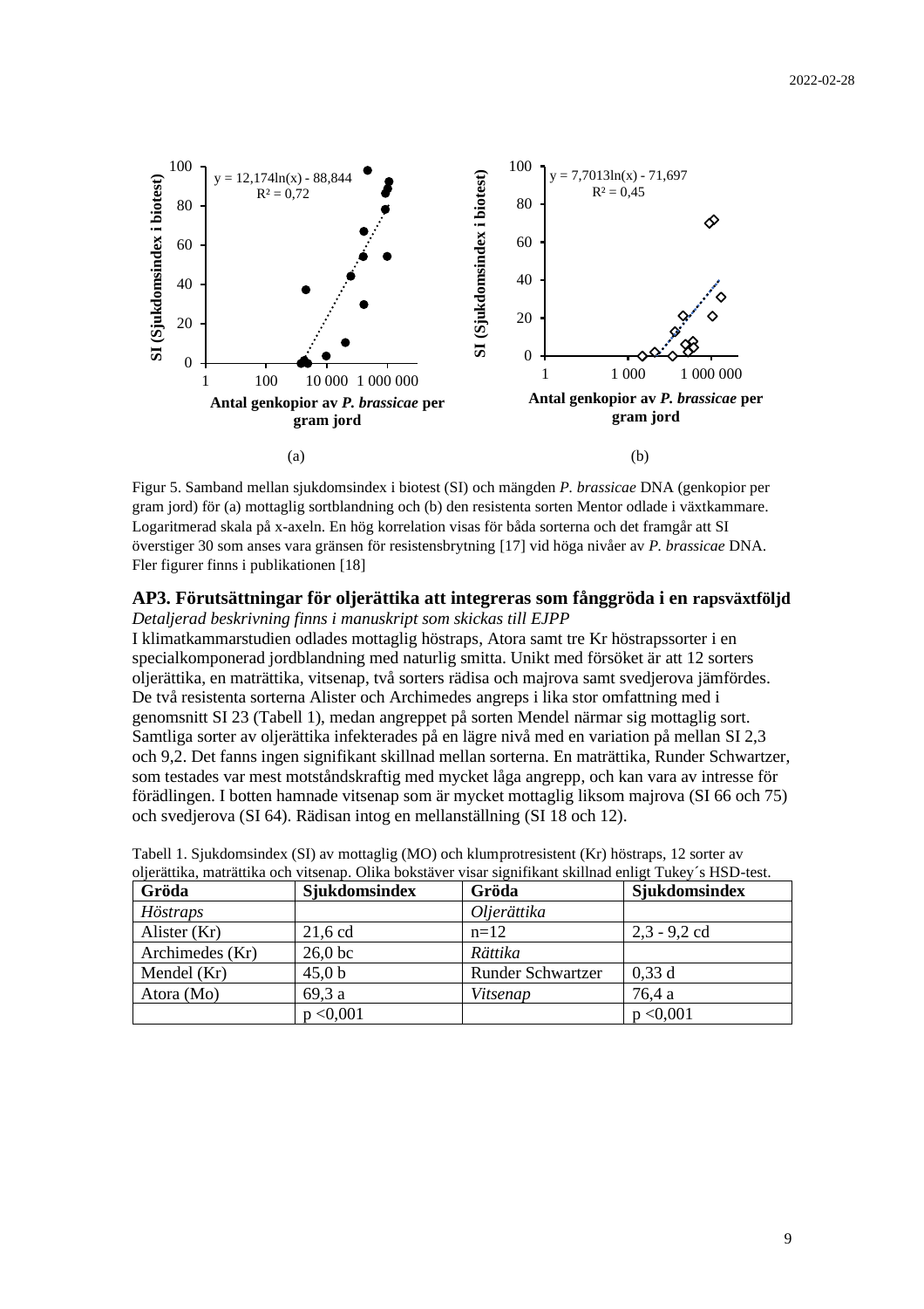Figur 5. Samband mellan sjukdomsindex i biotest (SI) och mängden *P. brassicae* DNA (genkopior per gram jord) för (a) mottaglig sortblandning och (b) den resistenta sorten Mentor odlade i växtkammare. Logaritmerad skala på x-axeln. En hög korrelation visas för båda sorterna och det framgår att SI överstiger 30 som anses vara gränsen för resistensbrytning [17] vid höga nivåer av *P. brassicae* DNA. Fler figurer finns i publikationen [18]

## AP3. Förutsättningar för oljerättika att integreras som fånggröda i en rapsväxtföljd

*Detaljerad beskrivning finns i manuskript som skickas till EJPP*

I klimatkammarstudien odlades mottaglig höstraps, Atora samt tre Kr höstrapssorter i en specialkomponerad jordblandning med naturlig smitta. Unikt med försöket är att 12 sorters oljerättika, en maträttika, vitsenap, två sorters rädisa och majrova samt svedjerova jämfördes. De två resistenta sorterna Alister och Archimedes angreps i lika stor omfattning med i genomsnitt SI 23 (Tabell 1), medan angreppet på sorten Mendel närmar sig mottaglig sort. Samtliga sorter av oljerättika infekterades på en lägre nivå med en variation på mellan SI 2,3 och 9,2. Det fanns ingen signifikant skillnad mellan sorterna. En maträttika, Runder Schwartzer, som testades var mest motståndskraftig med mycket låga angrepp, och kan vara av intresse för förädlingen. I botten hamnade vitsenap som är mycket mottaglig liksom majrova (SI 66 och 75) och svedjerova (SI 64). Rädisan intog en mellanställning (SI 18 och 12).

Tabell 1. Sjukdomsindex (SI) av mottaglig (MO) och klumprotresistent (Kr) höstraps, 12 sorter av oljerättika, maträttika och vitsenap. Olika bokstäver visar signifikant skillnad enligt Tukey´s HSD-test.

| Gröda | Sjukdomsindex | Gröda | Sjukdomsindex |
|---|---|---|---|
| *Höstraps* | | *Oljerättika* | |
| Alister (Kr) | 21,6 cd | n=12 | 2,3 - 9,2 cd |
| Archimedes (Kr) | 26,0 bc | *Rättika* | |
| Mendel (Kr) | 45,0 b | Runder Schwartzer | 0,33 d |
| Atora (Mo) | 69,3 a | *Vitsenap* | 76,4 a |
| | p <0,001 | | p <0,001 |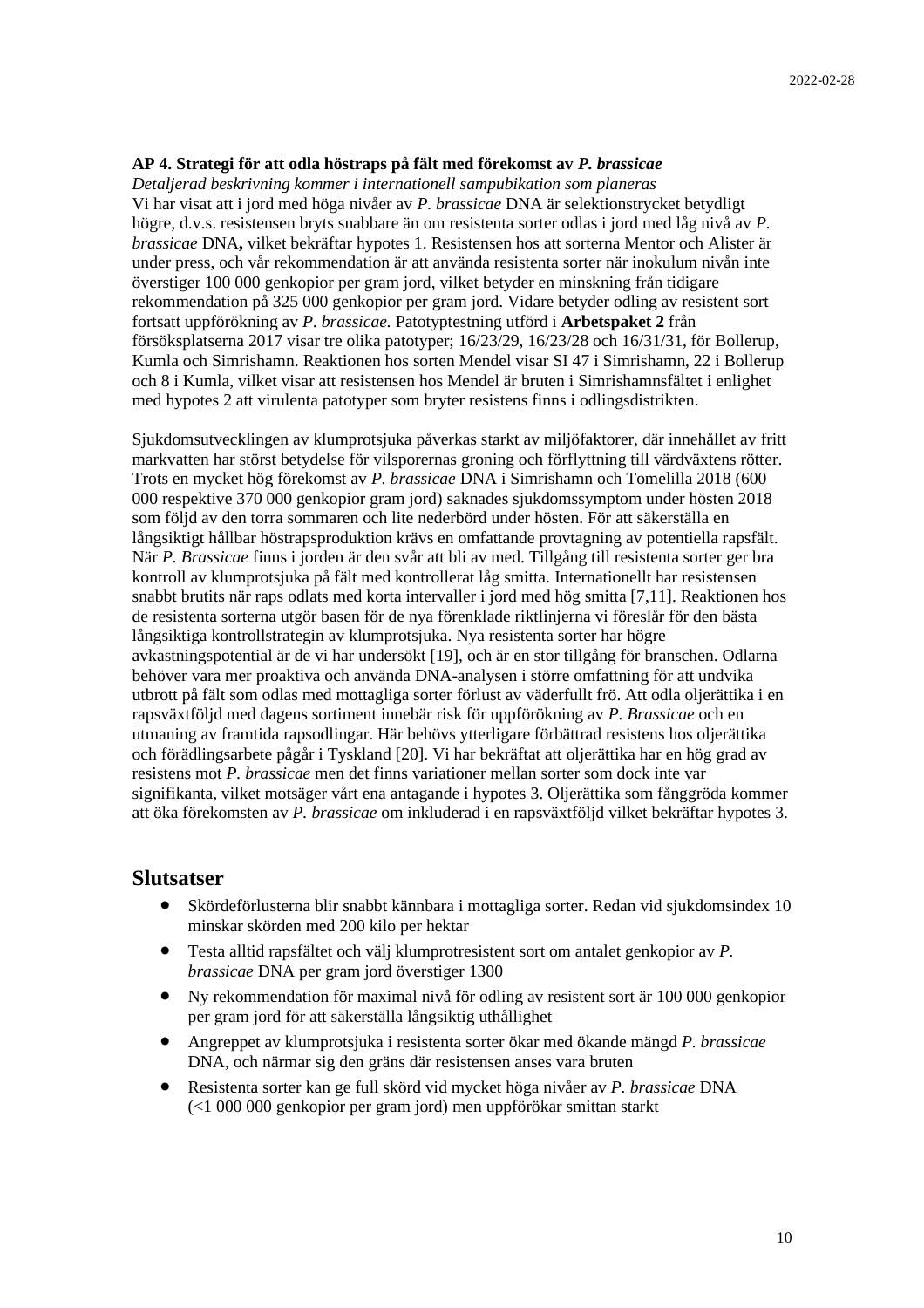**AP 4. Strategi för att odla höstraps på fält med förekomst av *P. brassicae***

*Detaljerad beskrivning kommer i internationell sampubikation som planeras*

Vi har visat att i jord med höga nivåer av *P. brassicae* DNA är selektionstrycket betydligt högre, d.v.s. resistensen bryts snabbare än om resistenta sorter odlas i jord med låg nivå av *P. brassicae* DNA**,** vilket bekräftar hypotes 1. Resistensen hos att sorterna Mentor och Alister är under press, och vår rekommendation är att använda resistenta sorter när inokulum nivån inte överstiger 100 000 genkopior per gram jord, vilket betyder en minskning från tidigare rekommendation på 325 000 genkopior per gram jord. Vidare betyder odling av resistent sort fortsatt uppförökning av *P. brassicae.* Patotyptestning utförd i **Arbetspaket 2** från försöksplatserna 2017 visar tre olika patotyper; 16/23/29, 16/23/28 och 16/31/31, för Bollerup, Kumla och Simrishamn. Reaktionen hos sorten Mendel visar SI 47 i Simrishamn, 22 i Bollerup och 8 i Kumla, vilket visar att resistensen hos Mendel är bruten i Simrishamnsfältet i enlighet med hypotes 2 att virulenta patotyper som bryter resistens finns i odlingsdistrikten.

Sjukdomsutvecklingen av klumprotsjuka påverkas starkt av miljöfaktorer, där innehållet av fritt markvatten har störst betydelse för vilsporernas groning och förflyttning till värdväxtens rötter. Trots en mycket hög förekomst av *P. brassicae* DNA i Simrishamn och Tomelilla 2018 (600 000 respektive 370 000 genkopior gram jord) saknades sjukdomssymptom under hösten 2018 som följd av den torra sommaren och lite nederbörd under hösten. För att säkerställa en långsiktigt hållbar höstrapsproduktion krävs en omfattande provtagning av potentiella rapsfält. När *P. Brassicae* finns i jorden är den svår att bli av med. Tillgång till resistenta sorter ger bra kontroll av klumprotsjuka på fält med kontrollerat låg smitta. Internationellt har resistensen snabbt brutits när raps odlats med korta intervaller i jord med hög smitta [7,11]. Reaktionen hos de resistenta sorterna utgör basen för de nya förenklade riktlinjerna vi föreslår för den bästa långsiktiga kontrollstrategin av klumprotsjuka. Nya resistenta sorter har högre avkastningspotential är de vi har undersökt [19], och är en stor tillgång för branschen. Odlarna behöver vara mer proaktiva och använda DNA-analysen i större omfattning för att undvika utbrott på fält som odlas med mottagliga sorter förlust av väderfullt frö. Att odla oljerättika i en rapsväxtföljd med dagens sortiment innebär risk för uppförökning av *P. Brassicae* och en utmaning av framtida rapsodlingar. Här behövs ytterligare förbättrad resistens hos oljerättika och förädlingsarbete pågår i Tyskland [20]. Vi har bekräftat att oljerättika har en hög grad av resistens mot *P. brassicae* men det finns variationer mellan sorter som dock inte var signifikanta, vilket motsäger vårt ena antagande i hypotes 3. Oljerättika som fånggröda kommer att öka förekomsten av *P. brassicae* om inkluderad i en rapsväxtföljd vilket bekräftar hypotes 3.

## Slutsatser

- Skördeförlusterna blir snabbt kännbara i mottagliga sorter. Redan vid sjukdomsindex 10 minskar skörden med 200 kilo per hektar
- Testa alltid rapsfältet och välj klumprotresistent sort om antalet genkopior av *P. brassicae* DNA per gram jord överstiger 1300
- Ny rekommendation för maximal nivå för odling av resistent sort är 100 000 genkopior per gram jord för att säkerställa långsiktig uthållighet
- Angreppet av klumprotsjuka i resistenta sorter ökar med ökande mängd *P. brassicae* DNA, och närmar sig den gräns där resistensen anses vara bruten
- Resistenta sorter kan ge full skörd vid mycket höga nivåer av *P. brassicae* DNA (<1 000 000 genkopior per gram jord) men uppförökar smittan starkt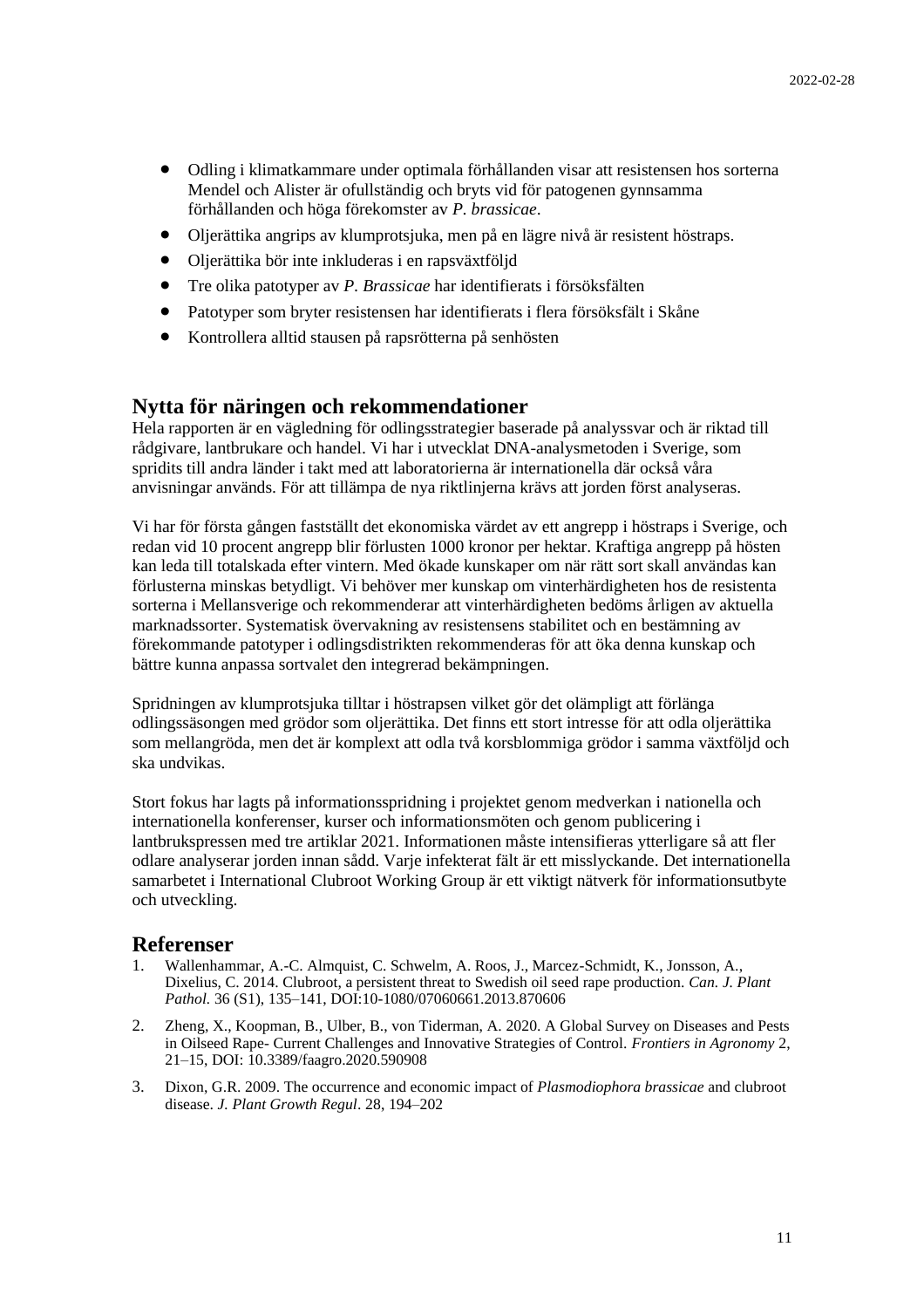- Odling i klimatkammare under optimala förhållanden visar att resistensen hos sorterna Mendel och Alister är ofullständig och bryts vid för patogenen gynnsamma förhållanden och höga förekomster av *P. brassicae*.
- Oljerättika angrips av klumprotsjuka, men på en lägre nivå är resistent höstraps.
- Oljerättika bör inte inkluderas i en rapsväxtföljd
- Tre olika patotyper av *P. Brassicae* har identifierats i försöksfälten
- Patotyper som bryter resistensen har identifierats i flera försöksfält i Skåne
- Kontrollera alltid stausen på rapsrötterna på senhösten

## Nytta för näringen och rekommendationer

Hela rapporten är en vägledning för odlingsstrategier baserade på analyssvar och är riktad till rådgivare, lantbrukare och handel. Vi har i utvecklat DNA-analysmetoden i Sverige, som spridits till andra länder i takt med att laboratorierna är internationella där också våra anvisningar används. För att tillämpa de nya riktlinjerna krävs att jorden först analyseras.

Vi har för första gången fastställt det ekonomiska värdet av ett angrepp i höstraps i Sverige, och redan vid 10 procent angrepp blir förlusten 1000 kronor per hektar. Kraftiga angrepp på hösten kan leda till totalskada efter vintern. Med ökade kunskaper om när rätt sort skall användas kan förlusterna minskas betydligt. Vi behöver mer kunskap om vinterhärdigheten hos de resistenta sorterna i Mellansverige och rekommenderar att vinterhärdigheten bedöms årligen av aktuella marknadssorter. Systematisk övervakning av resistensens stabilitet och en bestämning av förekommande patotyper i odlingsdistrikten rekommenderas för att öka denna kunskap och bättre kunna anpassa sortvalet den integrerad bekämpningen.

Spridningen av klumprotsjuka tilltar i höstrapsen vilket gör det olämpligt att förlänga odlingssäsongen med grödor som oljerättika. Det finns ett stort intresse för att odla oljerättika som mellangröda, men det är komplext att odla två korsblommiga grödor i samma växtföljd och ska undvikas.

Stort fokus har lagts på informationsspridning i projektet genom medverkan i nationella och internationella konferenser, kurser och informationsmöten och genom publicering i lantbrukspressen med tre artiklar 2021. Informationen måste intensifieras ytterligare så att fler odlare analyserar jorden innan sådd. Varje infekterat fält är ett misslyckande. Det internationella samarbetet i International Clubroot Working Group är ett viktigt nätverk för informationsutbyte och utveckling.

## Referenser

1. Wallenhammar, A.-C. Almquist, C. Schwelm, A. Roos, J., Marcez-Schmidt, K., Jonsson, A., Dixelius, C. 2014. Clubroot, a persistent threat to Swedish oil seed rape production. *Can. J. Plant Pathol.* 36 (S1), 135–141, DOI:10-1080/07060661.2013.870606
2. Zheng, X., Koopman, B., Ulber, B., von Tiderman, A. 2020. A Global Survey on Diseases and Pests in Oilseed Rape- Current Challenges and Innovative Strategies of Control. *Frontiers in Agronomy* 2, 21–15, DOI: 10.3389/faagro.2020.590908
3. Dixon, G.R. 2009. The occurrence and economic impact of *Plasmodiophora brassicae* and clubroot disease. *J. Plant Growth Regul*. 28, 194–202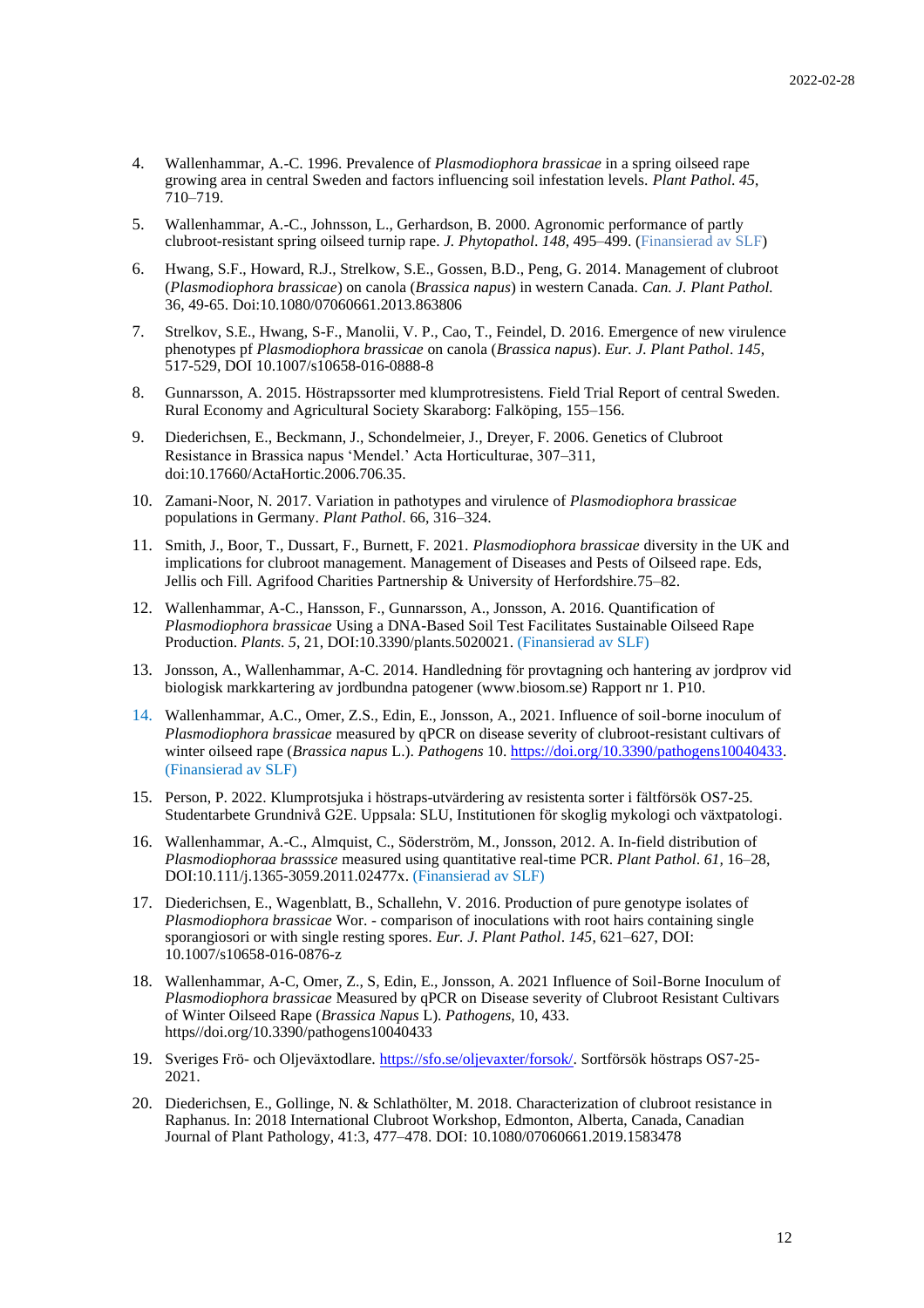4. Wallenhammar, A.-C. 1996. Prevalence of *Plasmodiophora brassicae* in a spring oilseed rape growing area in central Sweden and factors influencing soil infestation levels. *Plant Pathol. 45*, 710–719.

5. Wallenhammar, A.-C., Johnsson, L., Gerhardson, B. 2000. Agronomic performance of partly clubroot-resistant spring oilseed turnip rape. *J. Phytopathol. 148*, 495–499. (Finansierad av SLF)

6. Hwang, S.F., Howard, R.J., Strelkow, S.E., Gossen, B.D., Peng, G. 2014. Management of clubroot (*Plasmodiophora brassicae*) on canola (*Brassica napus*) in western Canada. *Can. J. Plant Pathol.* 36, 49-65. Doi:10.1080/07060661.2013.863806

7. Strelkov, S.E., Hwang, S-F., Manolii, V. P., Cao, T., Feindel, D. 2016. Emergence of new virulence phenotypes pf *Plasmodiophora brassicae* on canola (*Brassica napus*). *Eur. J. Plant Pathol*. *145*, 517-529, DOI 10.1007/s10658-016-0888-8

8. Gunnarsson, A. 2015. Höstrapssorter med klumprotresistens. Field Trial Report of central Sweden. Rural Economy and Agricultural Society Skaraborg: Falköping, 155–156.

9. Diederichsen, E., Beckmann, J., Schondelmeier, J., Dreyer, F. 2006. Genetics of Clubroot Resistance in Brassica napus 'Mendel.' Acta Horticulturae, 307–311, doi:10.17660/ActaHortic.2006.706.35.

10. Zamani-Noor, N. 2017. Variation in pathotypes and virulence of *Plasmodiophora brassicae* populations in Germany. *Plant Pathol*. 66, 316–324.

11. Smith, J., Boor, T., Dussart, F., Burnett, F. 2021. *Plasmodiophora brassicae* diversity in the UK and implications for clubroot management. Management of Diseases and Pests of Oilseed rape. Eds, Jellis och Fill. Agrifood Charities Partnership & University of Herfordshire.75–82.

12. Wallenhammar, A-C., Hansson, F., Gunnarsson, A., Jonsson, A. 2016. Quantification of *Plasmodiophora brassicae* Using a DNA-Based Soil Test Facilitates Sustainable Oilseed Rape Production. *Plants*. *5*, 21, DOI:10.3390/plants.5020021. (Finansierad av SLF)

13. Jonsson, A., Wallenhammar, A-C. 2014. Handledning för provtagning och hantering av jordprov vid biologisk markkartering av jordbundna patogener (www.biosom.se) Rapport nr 1. P10.

14. Wallenhammar, A.C., Omer, Z.S., Edin, E., Jonsson, A., 2021. Influence of soil-borne inoculum of *Plasmodiophora brassicae* measured by qPCR on disease severity of clubroot-resistant cultivars of winter oilseed rape (*Brassica napus* L.). *Pathogens* 10. https://doi.org/10.3390/pathogens10040433. (Finansierad av SLF)

15. Person, P. 2022. Klumprotsjuka i höstraps-utvärdering av resistenta sorter i fältförsök OS7-25. Studentarbete Grundnivå G2E. Uppsala: SLU, Institutionen för skoglig mykologi och växtpatologi.

16. Wallenhammar, A.-C., Almquist, C., Söderström, M., Jonsson, 2012. A. In-field distribution of *Plasmodiophoraa brasssice* measured using quantitative real-time PCR. *Plant Pathol*. *61,* 16–28, DOI:10.111/j.1365-3059.2011.02477x. (Finansierad av SLF)

17. Diederichsen, E., Wagenblatt, B., Schallehn, V. 2016. Production of pure genotype isolates of *Plasmodiophora brassicae* Wor. - comparison of inoculations with root hairs containing single sporangiosori or with single resting spores. *Eur. J. Plant Pathol*. *145*, 621–627, DOI: 10.1007/s10658-016-0876-z

18. Wallenhammar, A-C, Omer, Z., S, Edin, E., Jonsson, A. 2021 Influence of Soil-Borne Inoculum of *Plasmodiophora brassicae* Measured by qPCR on Disease severity of Clubroot Resistant Cultivars of Winter Oilseed Rape (*Brassica Napus* L). *Pathogens*, 10, 433. https//doi.org/10.3390/pathogens10040433

19. Sveriges Frö- och Oljeväxtodlare. https://sfo.se/oljevaxter/forsok/. Sortförsök höstraps OS7-25-2021.

20. Diederichsen, E., Gollinge, N. & Schlathölter, M. 2018. Characterization of clubroot resistance in Raphanus. In: 2018 International Clubroot Workshop, Edmonton, Alberta, Canada, Canadian Journal of Plant Pathology, 41:3, 477–478. DOI: 10.1080/07060661.2019.1583478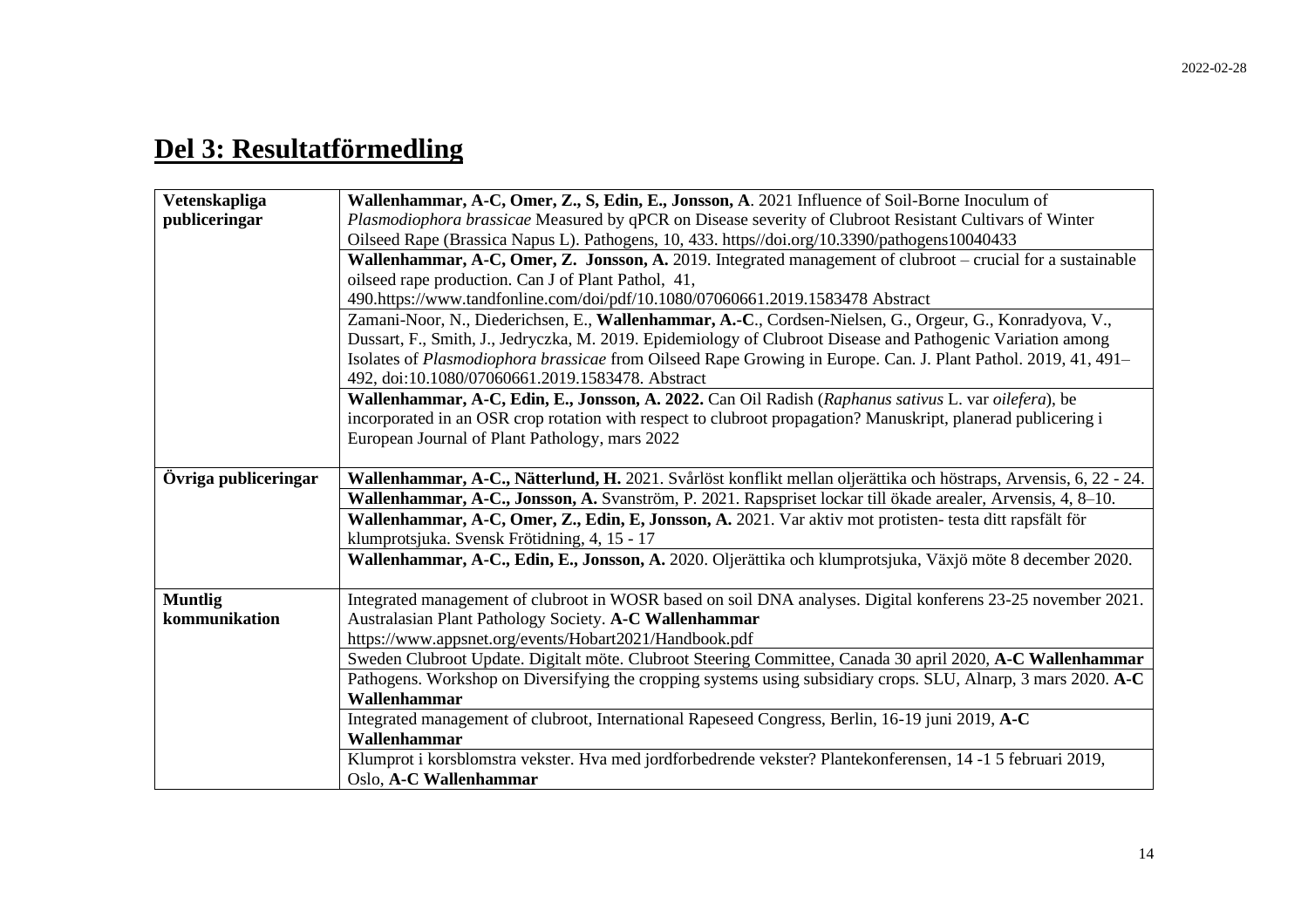# Del 3: Resultatförmedling

| | |
|---|---|
| **Vetenskapliga publiceringar** | **Wallenhammar, A-C, Omer, Z., S, Edin, E., Jonsson, A**. 2021 Influence of Soil-Borne Inoculum of *Plasmodiophora brassicae* Measured by qPCR on Disease severity of Clubroot Resistant Cultivars of Winter Oilseed Rape (Brassica Napus L). Pathogens, 10, 433. https//doi.org/10.3390/pathogens10040433 |
| | **Wallenhammar, A-C, Omer, Z. Jonsson, A.** 2019. Integrated management of clubroot – crucial for a sustainable oilseed rape production. Can J of Plant Pathol, 41, 490.https://www.tandfonline.com/doi/pdf/10.1080/07060661.2019.1583478 Abstract |
| | Zamani-Noor, N., Diederichsen, E., **Wallenhammar, A.-C**., Cordsen-Nielsen, G., Orgeur, G., Konradyova, V., Dussart, F., Smith, J., Jedryczka, M. 2019. Epidemiology of Clubroot Disease and Pathogenic Variation among Isolates of *Plasmodiophora brassicae* from Oilseed Rape Growing in Europe. Can. J. Plant Pathol. 2019, 41, 491–492, doi:10.1080/07060661.2019.1583478. Abstract |
| | **Wallenhammar, A-C, Edin, E., Jonsson, A. 2022.** Can Oil Radish (*Raphanus sativus* L. var *oilefera*), be incorporated in an OSR crop rotation with respect to clubroot propagation? Manuskript, planerad publicering i European Journal of Plant Pathology, mars 2022 |
| **Övriga publiceringar** | **Wallenhammar, A-C., Nätterlund, H.** 2021. Svårlöst konflikt mellan oljerättika och höstraps, Arvensis, 6, 22 - 24. |
| | **Wallenhammar, A-C., Jonsson, A.** Svanström, P. 2021. Rapspriset lockar till ökade arealer, Arvensis, 4, 8–10. |
| | **Wallenhammar, A-C, Omer, Z., Edin, E, Jonsson, A.** 2021. Var aktiv mot protisten- testa ditt rapsfält för klumprotsjuka. Svensk Frötidning, 4, 15 - 17 |
| | **Wallenhammar, A-C., Edin, E., Jonsson, A.** 2020. Oljerättika och klumprotsjuka, Växjö möte 8 december 2020. |
| **Muntlig kommunikation** | Integrated management of clubroot in WOSR based on soil DNA analyses. Digital konferens 23-25 november 2021. Australasian Plant Pathology Society. **A-C Wallenhammar** https://www.appsnet.org/events/Hobart2021/Handbook.pdf |
| | Sweden Clubroot Update. Digitalt möte. Clubroot Steering Committee, Canada 30 april 2020, **A-C Wallenhammar** |
| | Pathogens. Workshop on Diversifying the cropping systems using subsidiary crops. SLU, Alnarp, 3 mars 2020. **A-C Wallenhammar** |
| | Integrated management of clubroot, International Rapeseed Congress, Berlin, 16-19 juni 2019, **A-C Wallenhammar** |
| | Klumprot i korsblomstra vekster. Hva med jordforbedrende vekster? Plantekonferensen, 14 -1 5 februari 2019, Oslo, **A-C Wallenhammar** |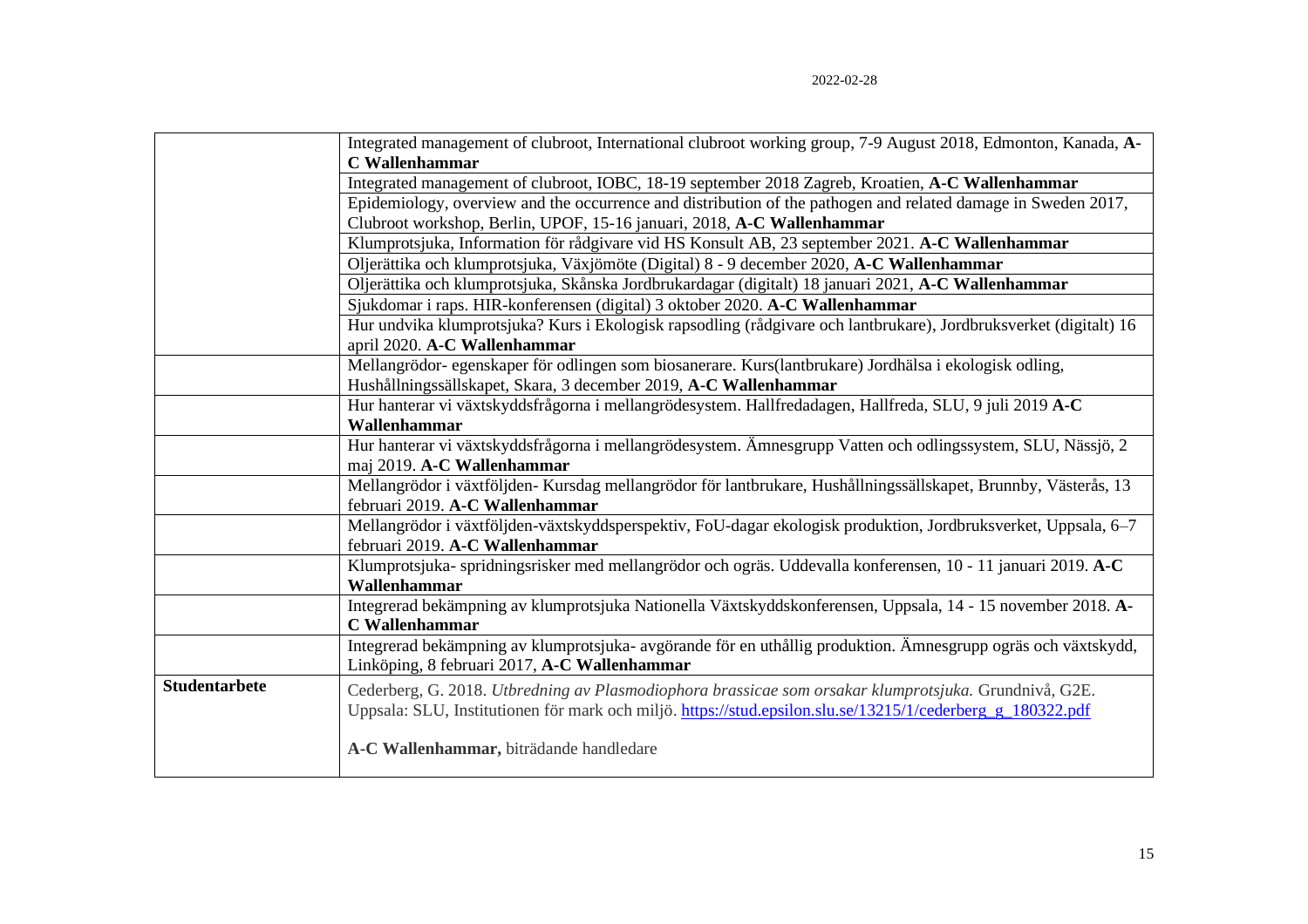| | |
|---|---|
| | Integrated management of clubroot, International clubroot working group, 7-9 August 2018, Edmonton, Kanada, **A-C Wallenhammar** |
| | Integrated management of clubroot, IOBC, 18-19 september 2018 Zagreb, Kroatien, **A-C Wallenhammar** |
| | Epidemiology, overview and the occurrence and distribution of the pathogen and related damage in Sweden 2017, Clubroot workshop, Berlin, UPOF, 15-16 januari, 2018, **A-C Wallenhammar** |
| | Klumprotsjuka, Information för rådgivare vid HS Konsult AB, 23 september 2021. **A-C Wallenhammar** |
| | Oljerättika och klumprotsjuka, Växjömöte (Digital) 8 - 9 december 2020, **A-C Wallenhammar** |
| | Oljerättika och klumprotsjuka, Skånska Jordbrukardagar (digitalt) 18 januari 2021, **A-C Wallenhammar** |
| | Sjukdomar i raps. HIR-konferensen (digital) 3 oktober 2020. **A-C Wallenhammar** |
| | Hur undvika klumprotsjuka? Kurs i Ekologisk rapsodling (rådgivare och lantbrukare), Jordbruksverket (digitalt) 16 april 2020. **A-C Wallenhammar** |
| | Mellangrödor- egenskaper för odlingen som biosanerare. Kurs(lantbrukare) Jordhälsa i ekologisk odling, Hushållningssällskapet, Skara, 3 december 2019, **A-C Wallenhammar** |
| | Hur hanterar vi växtskyddsfrågorna i mellangrödesystem. Hallfredadagen, Hallfreda, SLU, 9 juli 2019 **A-C Wallenhammar** |
| | Hur hanterar vi växtskyddsfrågorna i mellangrödesystem. Ämnesgrupp Vatten och odlingssystem, SLU, Nässjö, 2 maj 2019. **A-C Wallenhammar** |
| | Mellangrödor i växtföljden- Kursdag mellangrödor för lantbrukare, Hushållningssällskapet, Brunnby, Västerås, 13 februari 2019. **A-C Wallenhammar** |
| | Mellangrödor i växtföljden-växtskyddsperspektiv, FoU-dagar ekologisk produktion, Jordbruksverket, Uppsala, 6–7 februari 2019. **A-C Wallenhammar** |
| | Klumprotsjuka- spridningsrisker med mellangrödor och ogräs. Uddevalla konferensen, 10 - 11 januari 2019. **A-C Wallenhammar** |
| | Integrerad bekämpning av klumprotsjuka Nationella Växtskyddskonferensen, Uppsala, 14 - 15 november 2018. **A-C Wallenhammar** |
| | Integrerad bekämpning av klumprotsjuka- avgörande för en uthållig produktion. Ämnesgrupp ogräs och växtskydd, Linköping, 8 februari 2017, **A-C Wallenhammar** |
| **Studentarbete** | Cederberg, G. 2018. *Utbredning av Plasmodiophora brassicae som orsakar klumprotsjuka.* Grundnivå, G2E. Uppsala: SLU, Institutionen för mark och miljö. https://stud.epsilon.slu.se/13215/1/cederberg_g_180322.pdf<br><br>**A-C Wallenhammar,** biträdande handledare |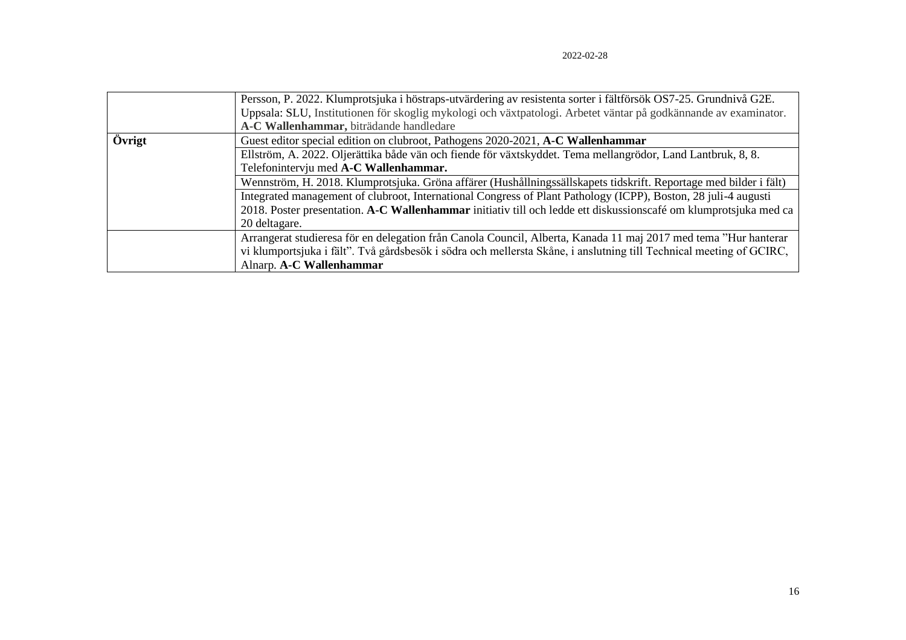| | |
|---|---|
| | Persson, P. 2022. Klumprotsjuka i höstraps-utvärdering av resistenta sorter i fältförsök OS7-25. Grundnivå G2E. Uppsala: SLU, Institutionen för skoglig mykologi och växtpatologi. Arbetet väntar på godkännande av examinator. **A-C Wallenhammar,** biträdande handledare |
| **Övrigt** | Guest editor special edition on clubroot, Pathogens 2020-2021, **A-C Wallenhammar** |
| | Ellström, A. 2022. Oljerättika både vän och fiende för växtskyddet. Tema mellangrödor, Land Lantbruk, 8, 8. Telefonintervju med **A-C Wallenhammar.** |
| | Wennström, H. 2018. Klumprotsjuka. Gröna affärer (Hushållningssällskapets tidskrift. Reportage med bilder i fält) |
| | Integrated management of clubroot, International Congress of Plant Pathology (ICPP), Boston, 28 juli-4 augusti 2018. Poster presentation. **A-C Wallenhammar** initiativ till och ledde ett diskussionscafé om klumprotsjuka med ca 20 deltagare. |
| | Arrangerat studieresa för en delegation från Canola Council, Alberta, Kanada 11 maj 2017 med tema "Hur hanterar vi klumportsjuka i fält". Två gårdsbesök i södra och mellersta Skåne, i anslutning till Technical meeting of GCIRC, Alnarp. **A-C Wallenhammar** |